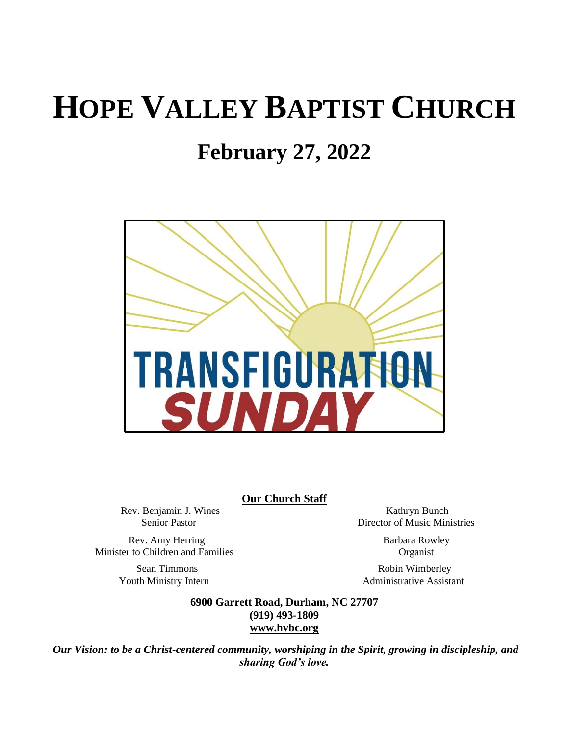# HOPE VALLEY BAPTIST CHURCH

## February 27, 2022

TRANSFIGURATION SUNDAY

**Our Church Staff**

Rev. Benjamin J. Wines
Senior Pastor

Rev. Amy Herring
Minister to Children and Families

Sean Timmons
Youth Ministry Intern

Kathryn Bunch
Director of Music Ministries

Barbara Rowley
Organist

Robin Wimberley
Administrative Assistant

**6900 Garrett Road, Durham, NC 27707**
**(919) 493-1809**
**www.hvbc.org**

***Our Vision: to be a Christ-centered community, worshiping in the Spirit, growing in discipleship, and sharing God's love.***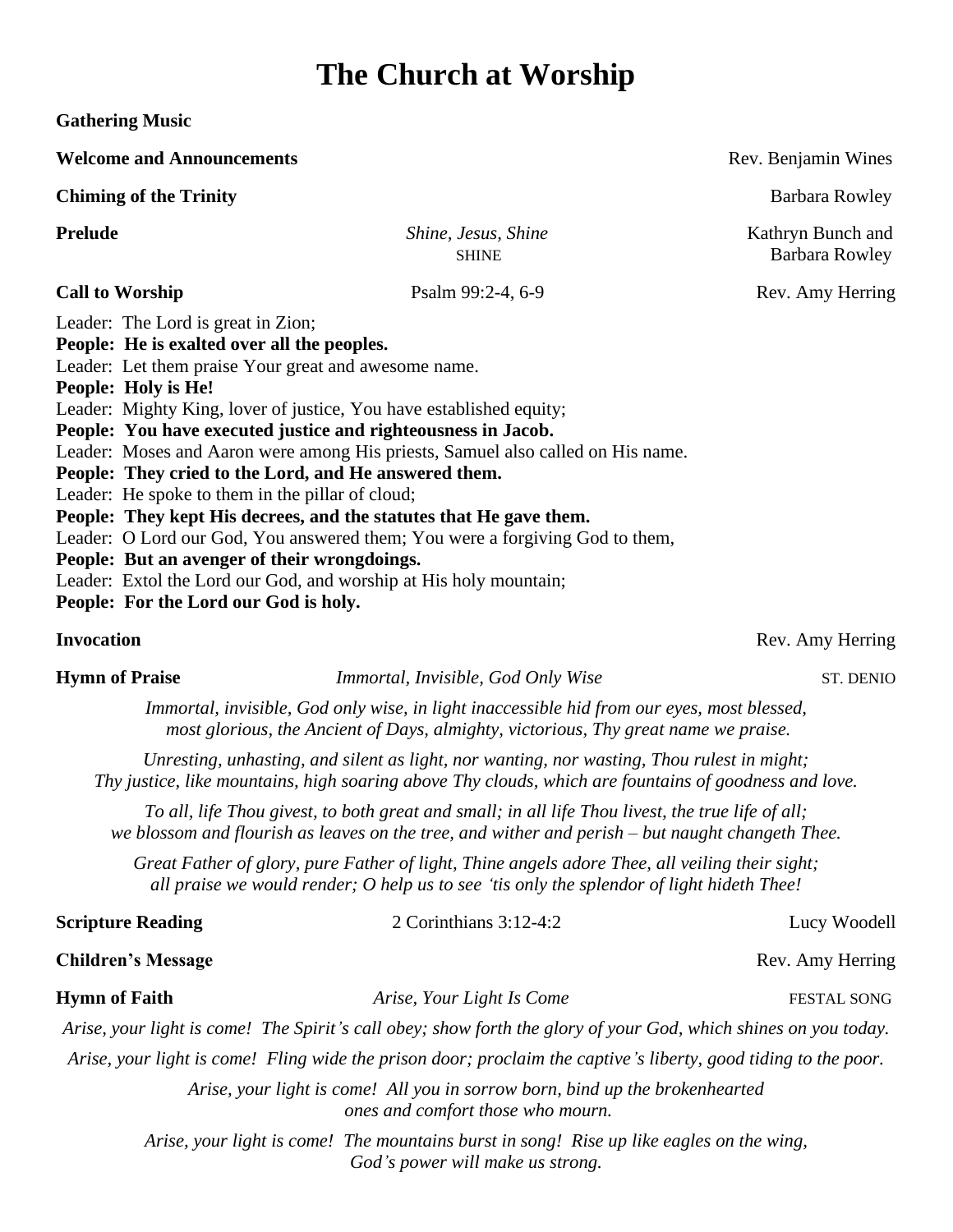# The Church at Worship

**Gathering Music**

**Welcome and Announcements** — Rev. Benjamin Wines

**Chiming of the Trinity** — Barbara Rowley

**Prelude** — *Shine, Jesus, Shine* SHINE — Kathryn Bunch and Barbara Rowley

**Call to Worship** — Psalm 99:2-4, 6-9 — Rev. Amy Herring

Leader: The Lord is great in Zion;
**People: He is exalted over all the peoples.**
Leader: Let them praise Your great and awesome name.
**People: Holy is He!**
Leader: Mighty King, lover of justice, You have established equity;
**People: You have executed justice and righteousness in Jacob.**
Leader: Moses and Aaron were among His priests, Samuel also called on His name.
**People: They cried to the Lord, and He answered them.**
Leader: He spoke to them in the pillar of cloud;
**People: They kept His decrees, and the statutes that He gave them.**
Leader: O Lord our God, You answered them; You were a forgiving God to them,
**People: But an avenger of their wrongdoings.**
Leader: Extol the Lord our God, and worship at His holy mountain;
**People: For the Lord our God is holy.**

**Invocation** — Rev. Amy Herring

**Hymn of Praise** — *Immortal, Invisible, God Only Wise* — ST. DENIO

*Immortal, invisible, God only wise, in light inaccessible hid from our eyes, most blessed, most glorious, the Ancient of Days, almighty, victorious, Thy great name we praise.*

*Unresting, unhasting, and silent as light, nor wanting, nor wasting, Thou rulest in might; Thy justice, like mountains, high soaring above Thy clouds, which are fountains of goodness and love.*

*To all, life Thou givest, to both great and small; in all life Thou livest, the true life of all; we blossom and flourish as leaves on the tree, and wither and perish – but naught changeth Thee.*

*Great Father of glory, pure Father of light, Thine angels adore Thee, all veiling their sight; all praise we would render; O help us to see 'tis only the splendor of light hideth Thee!*

**Scripture Reading** — 2 Corinthians 3:12-4:2 — Lucy Woodell

**Children's Message** — Rev. Amy Herring

**Hymn of Faith** — *Arise, Your Light Is Come* — FESTAL SONG

*Arise, your light is come! The Spirit's call obey; show forth the glory of your God, which shines on you today.*

*Arise, your light is come! Fling wide the prison door; proclaim the captive's liberty, good tiding to the poor.*

*Arise, your light is come! All you in sorrow born, bind up the brokenhearted ones and comfort those who mourn.*

*Arise, your light is come! The mountains burst in song! Rise up like eagles on the wing, God's power will make us strong.*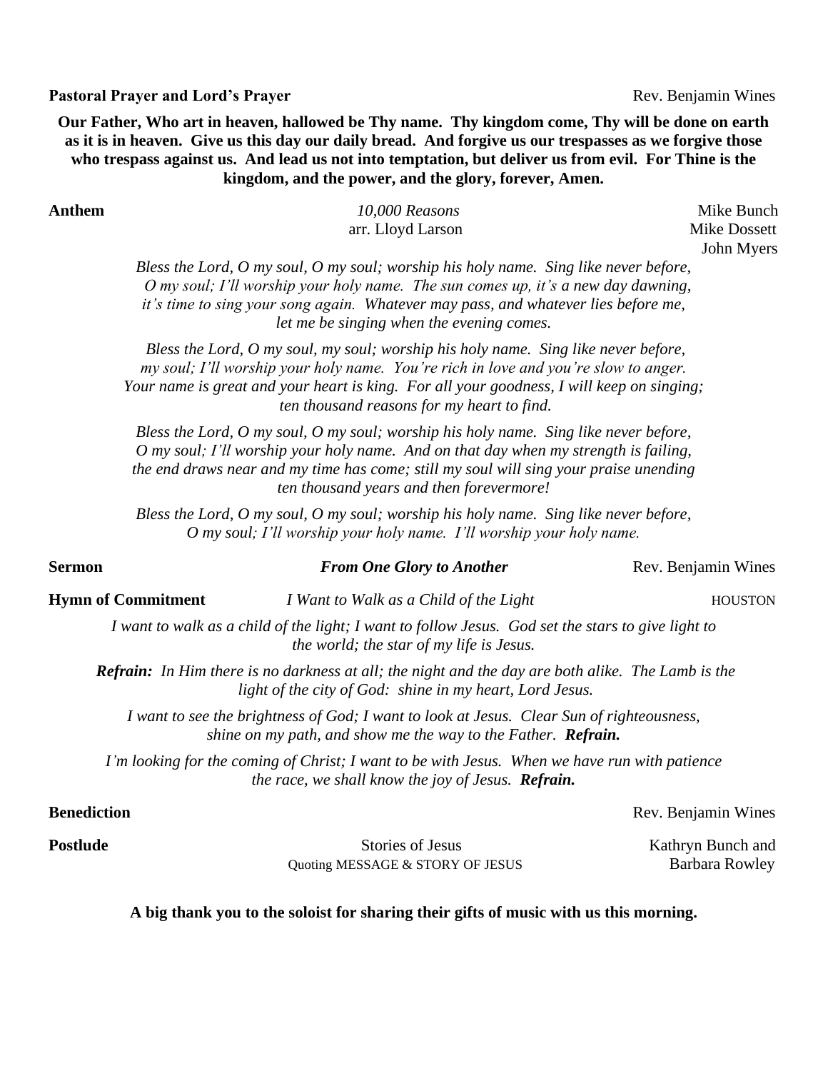**Pastoral Prayer and Lord's Prayer** Rev. Benjamin Wines

**Our Father, Who art in heaven, hallowed be Thy name. Thy kingdom come, Thy will be done on earth as it is in heaven. Give us this day our daily bread. And forgive us our trespasses as we forgive those who trespass against us. And lead us not into temptation, but deliver us from evil. For Thine is the kingdom, and the power, and the glory, forever, Amen.**

**Anthem** *10,000 Reasons* Mike Bunch
arr. Lloyd Larson Mike Dossett
John Myers

*Bless the Lord, O my soul, O my soul; worship his holy name. Sing like never before, O my soul; I'll worship your holy name. The sun comes up, it's a new day dawning, it's time to sing your song again. Whatever may pass, and whatever lies before me, let me be singing when the evening comes.*

*Bless the Lord, O my soul, my soul; worship his holy name. Sing like never before, my soul; I'll worship your holy name. You're rich in love and you're slow to anger. Your name is great and your heart is king. For all your goodness, I will keep on singing; ten thousand reasons for my heart to find.*

*Bless the Lord, O my soul, O my soul; worship his holy name. Sing like never before, O my soul; I'll worship your holy name. And on that day when my strength is failing, the end draws near and my time has come; still my soul will sing your praise unending ten thousand years and then forevermore!*

*Bless the Lord, O my soul, O my soul; worship his holy name. Sing like never before, O my soul; I'll worship your holy name. I'll worship your holy name.*

**Sermon** ***From One Glory to Another*** Rev. Benjamin Wines

**Hymn of Commitment** *I Want to Walk as a Child of the Light* HOUSTON

*I want to walk as a child of the light; I want to follow Jesus. God set the stars to give light to the world; the star of my life is Jesus.*

***Refrain:*** *In Him there is no darkness at all; the night and the day are both alike. The Lamb is the light of the city of God: shine in my heart, Lord Jesus.*

*I want to see the brightness of God; I want to look at Jesus. Clear Sun of righteousness, shine on my path, and show me the way to the Father.* ***Refrain.***

*I'm looking for the coming of Christ; I want to be with Jesus. When we have run with patience the race, we shall know the joy of Jesus.* ***Refrain.***

**Benediction** Rev. Benjamin Wines

**Postlude** Stories of Jesus Kathryn Bunch and
Quoting MESSAGE & STORY OF JESUS Barbara Rowley

**A big thank you to the soloist for sharing their gifts of music with us this morning.**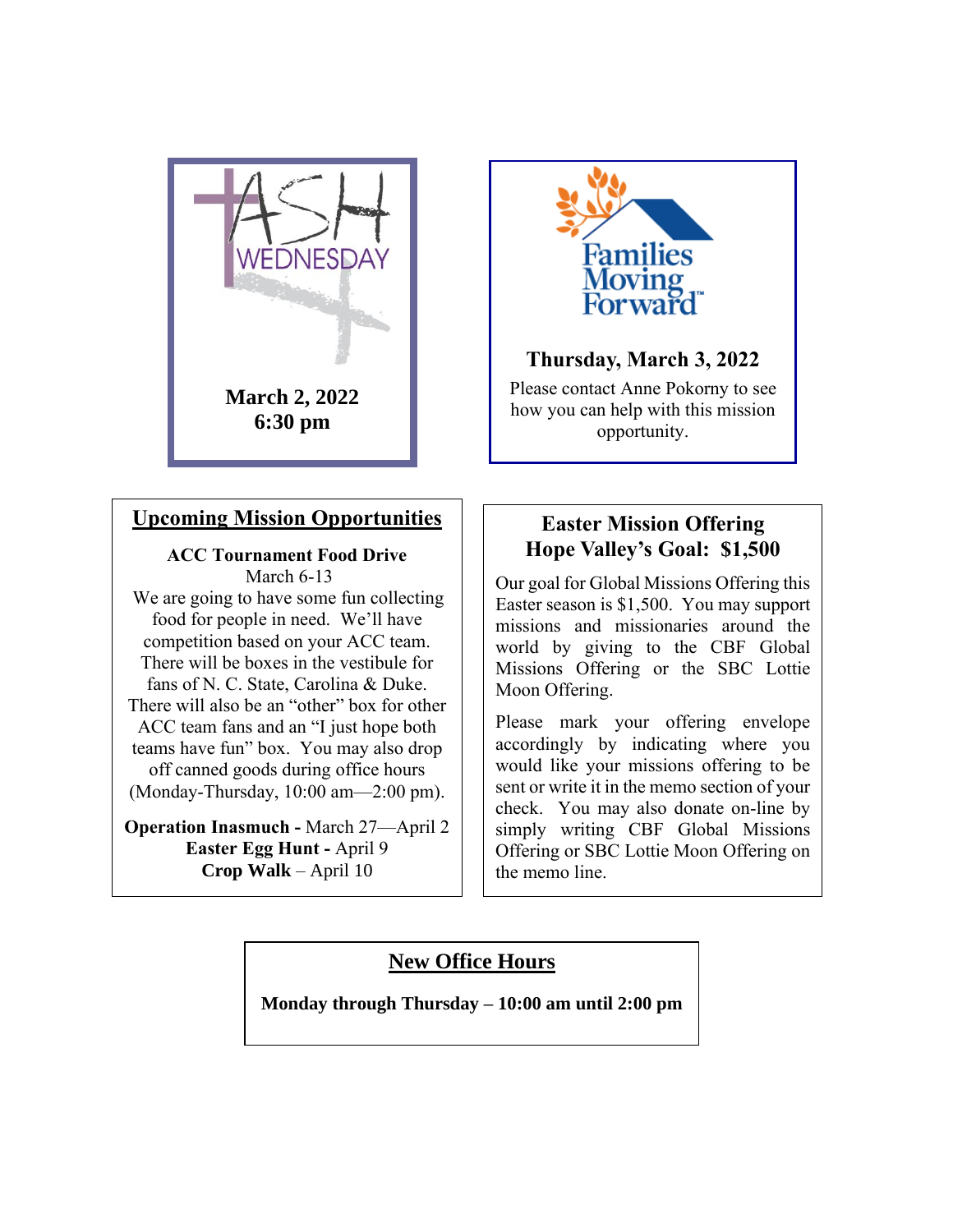ASH WEDNESDAY

**March 2, 2022**
**6:30 pm**

Families Moving Forward™

**Thursday, March 3, 2022**

Please contact Anne Pokorny to see how you can help with this mission opportunity.

## Upcoming Mission Opportunities

**ACC Tournament Food Drive**
March 6-13
We are going to have some fun collecting food for people in need. We'll have competition based on your ACC team. There will be boxes in the vestibule for fans of N. C. State, Carolina & Duke. There will also be an "other" box for other ACC team fans and an "I just hope both teams have fun" box. You may also drop off canned goods during office hours (Monday-Thursday, 10:00 am—2:00 pm).

**Operation Inasmuch -** March 27—April 2
**Easter Egg Hunt -** April 9
**Crop Walk** – April 10

## Easter Mission Offering
## Hope Valley's Goal: $1,500

Our goal for Global Missions Offering this Easter season is $1,500. You may support missions and missionaries around the world by giving to the CBF Global Missions Offering or the SBC Lottie Moon Offering.

Please mark your offering envelope accordingly by indicating where you would like your missions offering to be sent or write it in the memo section of your check. You may also donate on-line by simply writing CBF Global Missions Offering or SBC Lottie Moon Offering on the memo line.

## New Office Hours

**Monday through Thursday – 10:00 am until 2:00 pm**